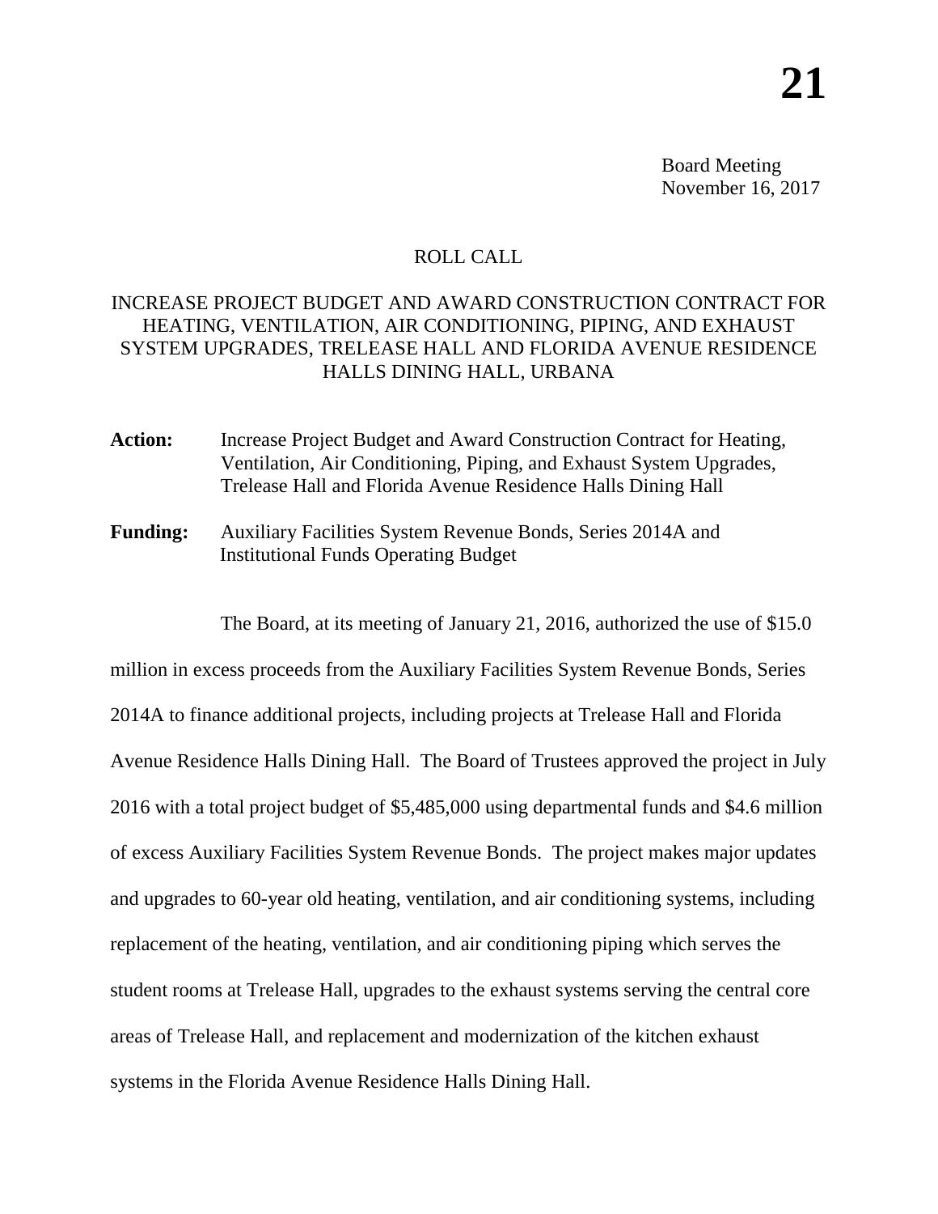# 21

Board Meeting
November 16, 2017

ROLL CALL

## INCREASE PROJECT BUDGET AND AWARD CONSTRUCTION CONTRACT FOR HEATING, VENTILATION, AIR CONDITIONING, PIPING, AND EXHAUST SYSTEM UPGRADES, TRELEASE HALL AND FLORIDA AVENUE RESIDENCE HALLS DINING HALL, URBANA

**Action:** Increase Project Budget and Award Construction Contract for Heating, Ventilation, Air Conditioning, Piping, and Exhaust System Upgrades, Trelease Hall and Florida Avenue Residence Halls Dining Hall

**Funding:** Auxiliary Facilities System Revenue Bonds, Series 2014A and Institutional Funds Operating Budget

The Board, at its meeting of January 21, 2016, authorized the use of $15.0 million in excess proceeds from the Auxiliary Facilities System Revenue Bonds, Series 2014A to finance additional projects, including projects at Trelease Hall and Florida Avenue Residence Halls Dining Hall. The Board of Trustees approved the project in July 2016 with a total project budget of $5,485,000 using departmental funds and $4.6 million of excess Auxiliary Facilities System Revenue Bonds. The project makes major updates and upgrades to 60-year old heating, ventilation, and air conditioning systems, including replacement of the heating, ventilation, and air conditioning piping which serves the student rooms at Trelease Hall, upgrades to the exhaust systems serving the central core areas of Trelease Hall, and replacement and modernization of the kitchen exhaust systems in the Florida Avenue Residence Halls Dining Hall.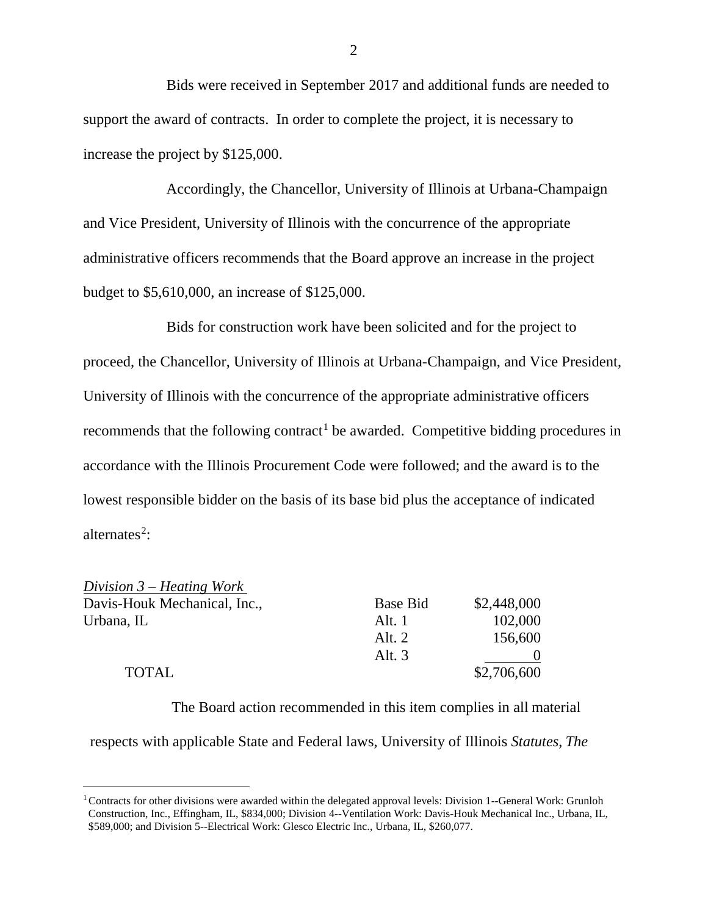Bids were received in September 2017 and additional funds are needed to support the award of contracts. In order to complete the project, it is necessary to increase the project by $125,000.

Accordingly, the Chancellor, University of Illinois at Urbana-Champaign and Vice President, University of Illinois with the concurrence of the appropriate administrative officers recommends that the Board approve an increase in the project budget to $5,610,000, an increase of $125,000.

Bids for construction work have been solicited and for the project to proceed, the Chancellor, University of Illinois at Urbana-Champaign, and Vice President, University of Illinois with the concurrence of the appropriate administrative officers recommends that the following contract[1] be awarded. Competitive bidding procedures in accordance with the Illinois Procurement Code were followed; and the award is to the lowest responsible bidder on the basis of its base bid plus the acceptance of indicated alternates[2]:

| *Division 3 – Heating Work* | | |
|---|---|---|
| Davis-Houk Mechanical, Inc., | Base Bid | $2,448,000 |
| Urbana, IL | Alt. 1 | 102,000 |
| | Alt. 2 | 156,600 |
| | Alt. 3 | 0 |
| TOTAL | | $2,706,600 |

The Board action recommended in this item complies in all material respects with applicable State and Federal laws, University of Illinois *Statutes*, *The*

[1] Contracts for other divisions were awarded within the delegated approval levels: Division 1--General Work: Grunloh Construction, Inc., Effingham, IL, $834,000; Division 4--Ventilation Work: Davis-Houk Mechanical Inc., Urbana, IL, $589,000; and Division 5--Electrical Work: Glesco Electric Inc., Urbana, IL, $260,077.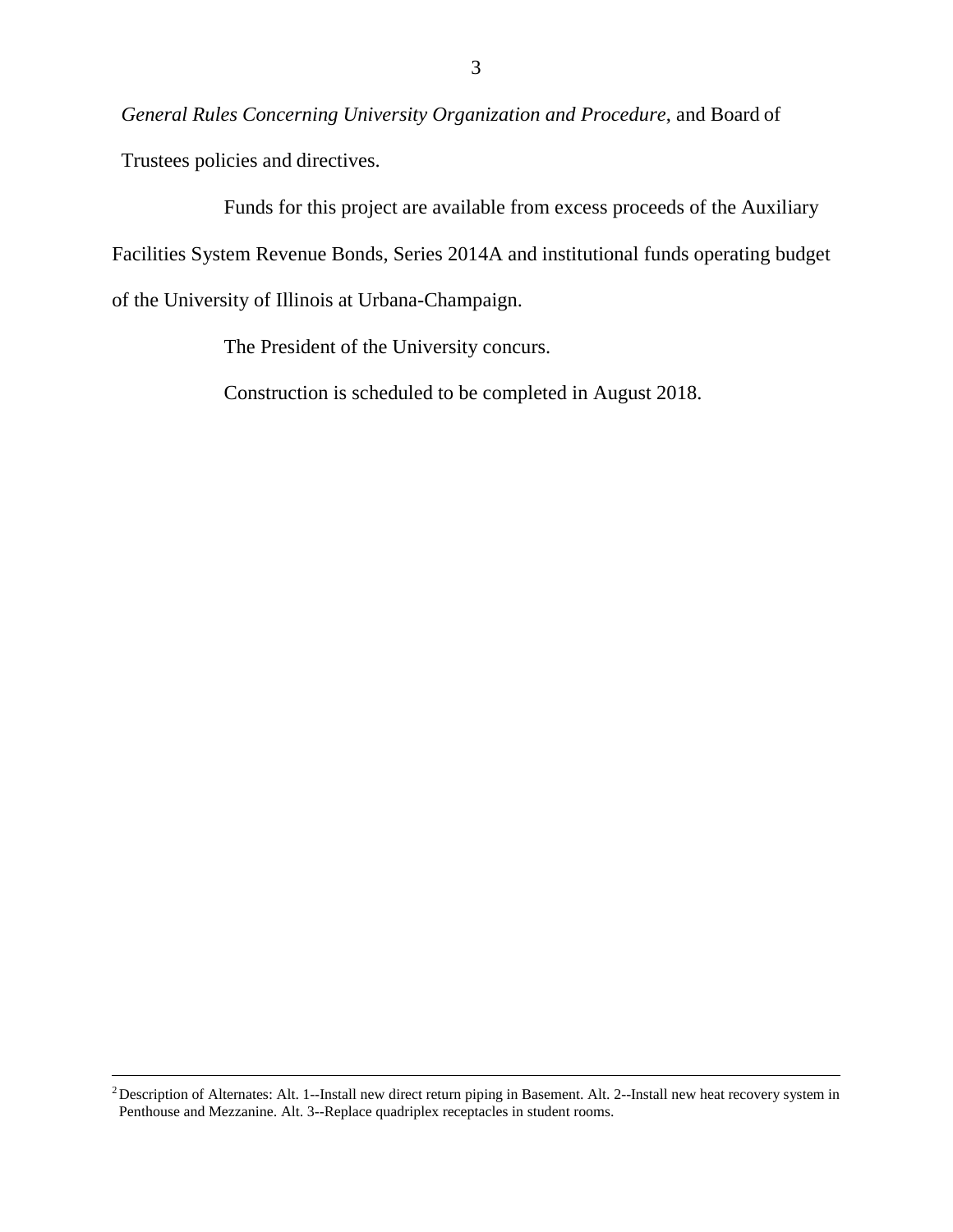*General Rules Concerning University Organization and Procedure*, and Board of Trustees policies and directives.

Funds for this project are available from excess proceeds of the Auxiliary Facilities System Revenue Bonds, Series 2014A and institutional funds operating budget of the University of Illinois at Urbana-Champaign.

The President of the University concurs.

Construction is scheduled to be completed in August 2018.

---

[2] Description of Alternates: Alt. 1--Install new direct return piping in Basement. Alt. 2--Install new heat recovery system in Penthouse and Mezzanine. Alt. 3--Replace quadriplex receptacles in student rooms.